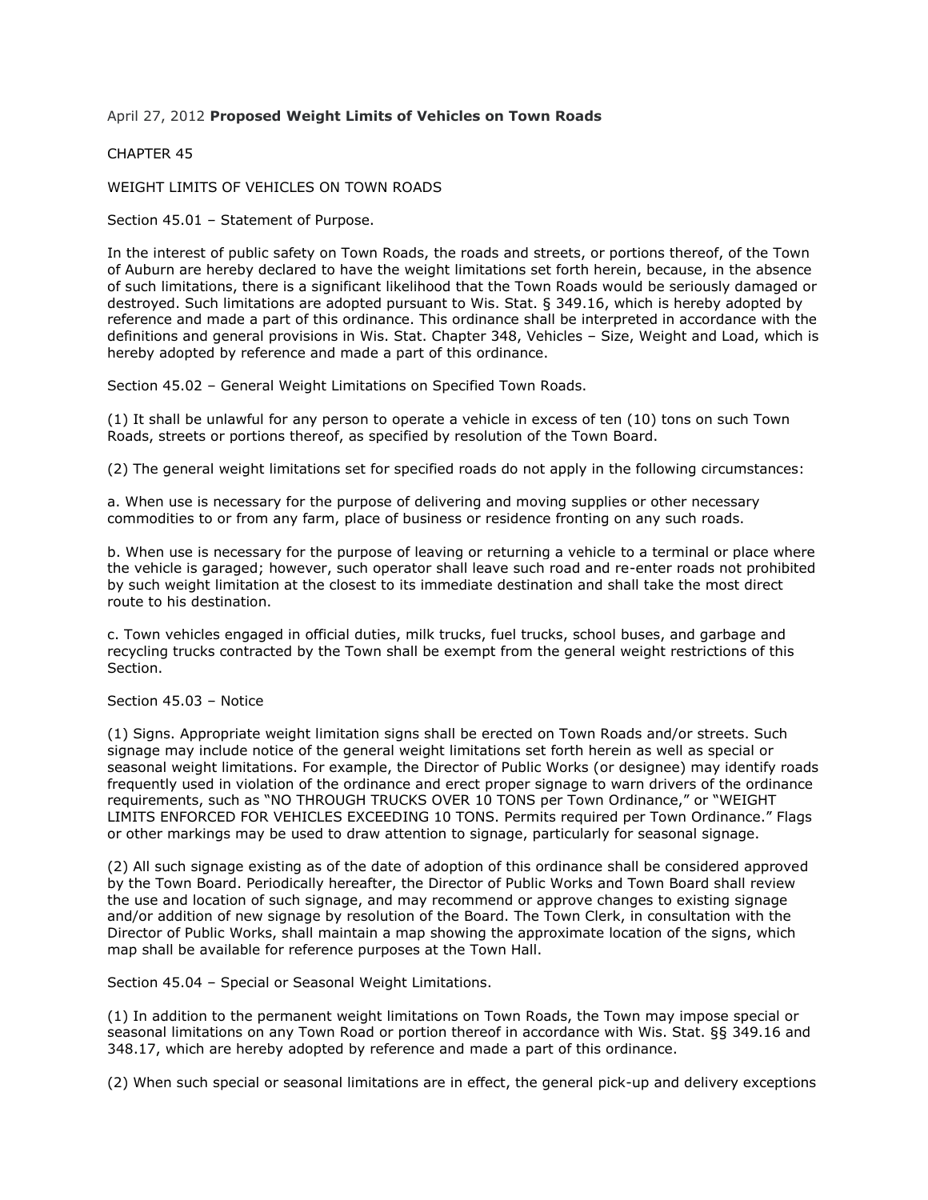April 27, 2012 **Proposed Weight Limits of Vehicles on Town Roads**

CHAPTER 45

WEIGHT LIMITS OF VEHICLES ON TOWN ROADS

Section 45.01 – Statement of Purpose.

In the interest of public safety on Town Roads, the roads and streets, or portions thereof, of the Town of Auburn are hereby declared to have the weight limitations set forth herein, because, in the absence of such limitations, there is a significant likelihood that the Town Roads would be seriously damaged or destroyed. Such limitations are adopted pursuant to Wis. Stat. § 349.16, which is hereby adopted by reference and made a part of this ordinance. This ordinance shall be interpreted in accordance with the definitions and general provisions in Wis. Stat. Chapter 348, Vehicles – Size, Weight and Load, which is hereby adopted by reference and made a part of this ordinance.

Section 45.02 – General Weight Limitations on Specified Town Roads.

(1) It shall be unlawful for any person to operate a vehicle in excess of ten (10) tons on such Town Roads, streets or portions thereof, as specified by resolution of the Town Board.

(2) The general weight limitations set for specified roads do not apply in the following circumstances:

a. When use is necessary for the purpose of delivering and moving supplies or other necessary commodities to or from any farm, place of business or residence fronting on any such roads.

b. When use is necessary for the purpose of leaving or returning a vehicle to a terminal or place where the vehicle is garaged; however, such operator shall leave such road and re-enter roads not prohibited by such weight limitation at the closest to its immediate destination and shall take the most direct route to his destination.

c. Town vehicles engaged in official duties, milk trucks, fuel trucks, school buses, and garbage and recycling trucks contracted by the Town shall be exempt from the general weight restrictions of this Section.

Section 45.03 – Notice

(1) Signs. Appropriate weight limitation signs shall be erected on Town Roads and/or streets. Such signage may include notice of the general weight limitations set forth herein as well as special or seasonal weight limitations. For example, the Director of Public Works (or designee) may identify roads frequently used in violation of the ordinance and erect proper signage to warn drivers of the ordinance requirements, such as "NO THROUGH TRUCKS OVER 10 TONS per Town Ordinance," or "WEIGHT LIMITS ENFORCED FOR VEHICLES EXCEEDING 10 TONS. Permits required per Town Ordinance." Flags or other markings may be used to draw attention to signage, particularly for seasonal signage.

(2) All such signage existing as of the date of adoption of this ordinance shall be considered approved by the Town Board. Periodically hereafter, the Director of Public Works and Town Board shall review the use and location of such signage, and may recommend or approve changes to existing signage and/or addition of new signage by resolution of the Board. The Town Clerk, in consultation with the Director of Public Works, shall maintain a map showing the approximate location of the signs, which map shall be available for reference purposes at the Town Hall.

Section 45.04 – Special or Seasonal Weight Limitations.

(1) In addition to the permanent weight limitations on Town Roads, the Town may impose special or seasonal limitations on any Town Road or portion thereof in accordance with Wis. Stat. §§ 349.16 and 348.17, which are hereby adopted by reference and made a part of this ordinance.

(2) When such special or seasonal limitations are in effect, the general pick-up and delivery exceptions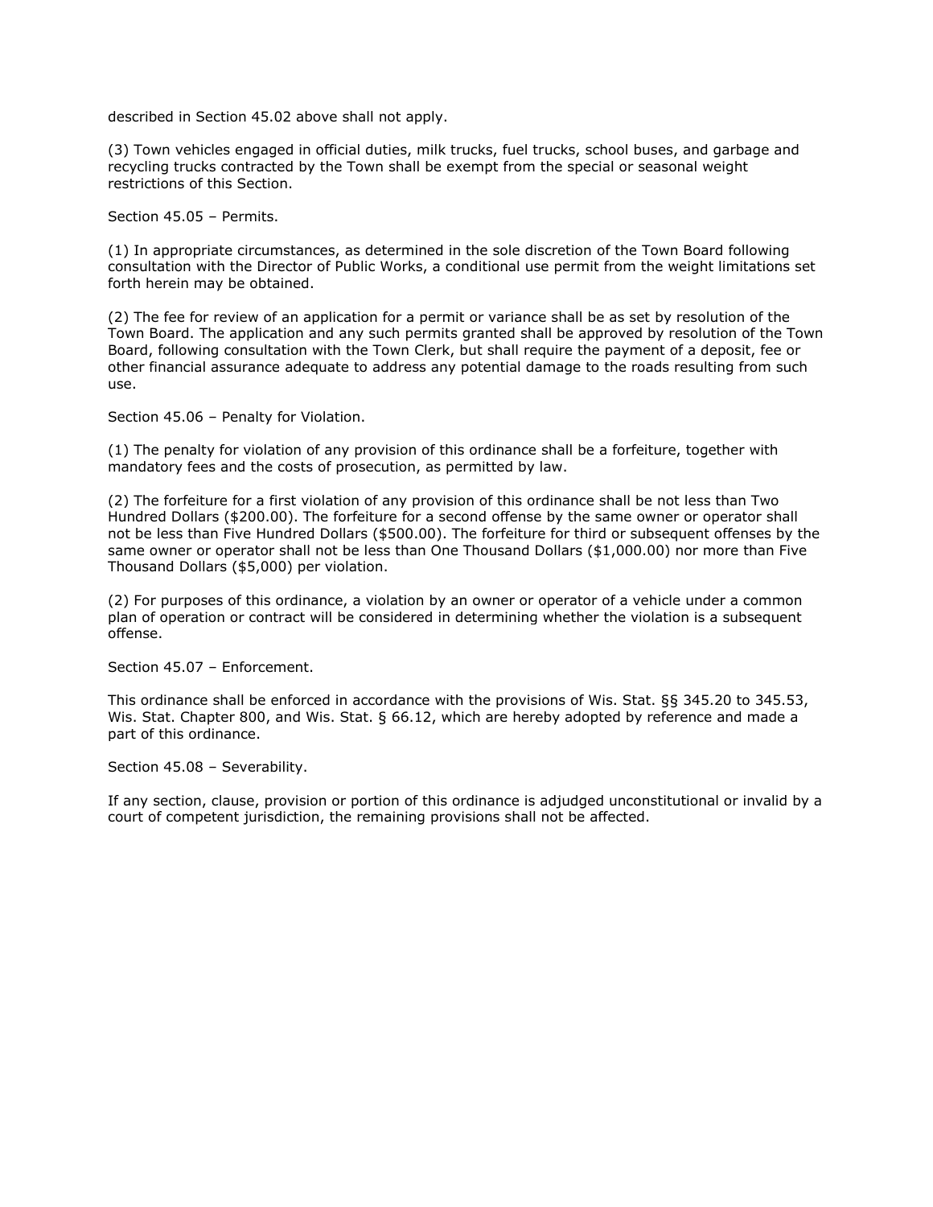described in Section 45.02 above shall not apply.

(3) Town vehicles engaged in official duties, milk trucks, fuel trucks, school buses, and garbage and recycling trucks contracted by the Town shall be exempt from the special or seasonal weight restrictions of this Section.

Section 45.05 – Permits.

(1) In appropriate circumstances, as determined in the sole discretion of the Town Board following consultation with the Director of Public Works, a conditional use permit from the weight limitations set forth herein may be obtained.

(2) The fee for review of an application for a permit or variance shall be as set by resolution of the Town Board. The application and any such permits granted shall be approved by resolution of the Town Board, following consultation with the Town Clerk, but shall require the payment of a deposit, fee or other financial assurance adequate to address any potential damage to the roads resulting from such use.

Section 45.06 – Penalty for Violation.

(1) The penalty for violation of any provision of this ordinance shall be a forfeiture, together with mandatory fees and the costs of prosecution, as permitted by law.

(2) The forfeiture for a first violation of any provision of this ordinance shall be not less than Two Hundred Dollars ($200.00). The forfeiture for a second offense by the same owner or operator shall not be less than Five Hundred Dollars ($500.00). The forfeiture for third or subsequent offenses by the same owner or operator shall not be less than One Thousand Dollars ($1,000.00) nor more than Five Thousand Dollars ($5,000) per violation.

(2) For purposes of this ordinance, a violation by an owner or operator of a vehicle under a common plan of operation or contract will be considered in determining whether the violation is a subsequent offense.

Section 45.07 – Enforcement.

This ordinance shall be enforced in accordance with the provisions of Wis. Stat. §§ 345.20 to 345.53, Wis. Stat. Chapter 800, and Wis. Stat. § 66.12, which are hereby adopted by reference and made a part of this ordinance.

Section 45.08 – Severability.

If any section, clause, provision or portion of this ordinance is adjudged unconstitutional or invalid by a court of competent jurisdiction, the remaining provisions shall not be affected.